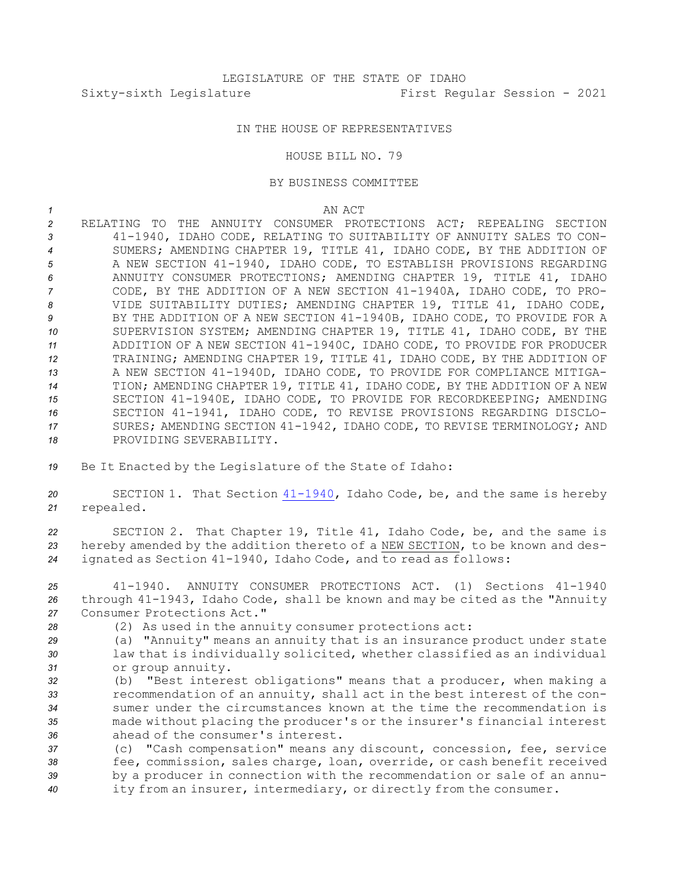LEGISLATURE OF THE STATE OF IDAHO
Sixty-sixth Legislature First Regular Session - 2021

IN THE HOUSE OF REPRESENTATIVES

HOUSE BILL NO. 79

BY BUSINESS COMMITTEE

AN ACT

RELATING TO THE ANNUITY CONSUMER PROTECTIONS ACT; REPEALING SECTION 41-1940, IDAHO CODE, RELATING TO SUITABILITY OF ANNUITY SALES TO CONSUMERS; AMENDING CHAPTER 19, TITLE 41, IDAHO CODE, BY THE ADDITION OF A NEW SECTION 41-1940, IDAHO CODE, TO ESTABLISH PROVISIONS REGARDING ANNUITY CONSUMER PROTECTIONS; AMENDING CHAPTER 19, TITLE 41, IDAHO CODE, BY THE ADDITION OF A NEW SECTION 41-1940A, IDAHO CODE, TO PROVIDE SUITABILITY DUTIES; AMENDING CHAPTER 19, TITLE 41, IDAHO CODE, BY THE ADDITION OF A NEW SECTION 41-1940B, IDAHO CODE, TO PROVIDE FOR A SUPERVISION SYSTEM; AMENDING CHAPTER 19, TITLE 41, IDAHO CODE, BY THE ADDITION OF A NEW SECTION 41-1940C, IDAHO CODE, TO PROVIDE FOR PRODUCER TRAINING; AMENDING CHAPTER 19, TITLE 41, IDAHO CODE, BY THE ADDITION OF A NEW SECTION 41-1940D, IDAHO CODE, TO PROVIDE FOR COMPLIANCE MITIGATION; AMENDING CHAPTER 19, TITLE 41, IDAHO CODE, BY THE ADDITION OF A NEW SECTION 41-1940E, IDAHO CODE, TO PROVIDE FOR RECORDKEEPING; AMENDING SECTION 41-1941, IDAHO CODE, TO REVISE PROVISIONS REGARDING DISCLOSURES; AMENDING SECTION 41-1942, IDAHO CODE, TO REVISE TERMINOLOGY; AND PROVIDING SEVERABILITY.

Be It Enacted by the Legislature of the State of Idaho:

SECTION 1. That Section 41-1940, Idaho Code, be, and the same is hereby repealed.

SECTION 2. That Chapter 19, Title 41, Idaho Code, be, and the same is hereby amended by the addition thereto of a NEW SECTION, to be known and designated as Section 41-1940, Idaho Code, and to read as follows:

41-1940. ANNUITY CONSUMER PROTECTIONS ACT. (1) Sections 41-1940 through 41-1943, Idaho Code, shall be known and may be cited as the "Annuity Consumer Protections Act."

(2) As used in the annuity consumer protections act:

(a) "Annuity" means an annuity that is an insurance product under state law that is individually solicited, whether classified as an individual or group annuity.

(b) "Best interest obligations" means that a producer, when making a recommendation of an annuity, shall act in the best interest of the consumer under the circumstances known at the time the recommendation is made without placing the producer's or the insurer's financial interest ahead of the consumer's interest.

(c) "Cash compensation" means any discount, concession, fee, service fee, commission, sales charge, loan, override, or cash benefit received by a producer in connection with the recommendation or sale of an annuity from an insurer, intermediary, or directly from the consumer.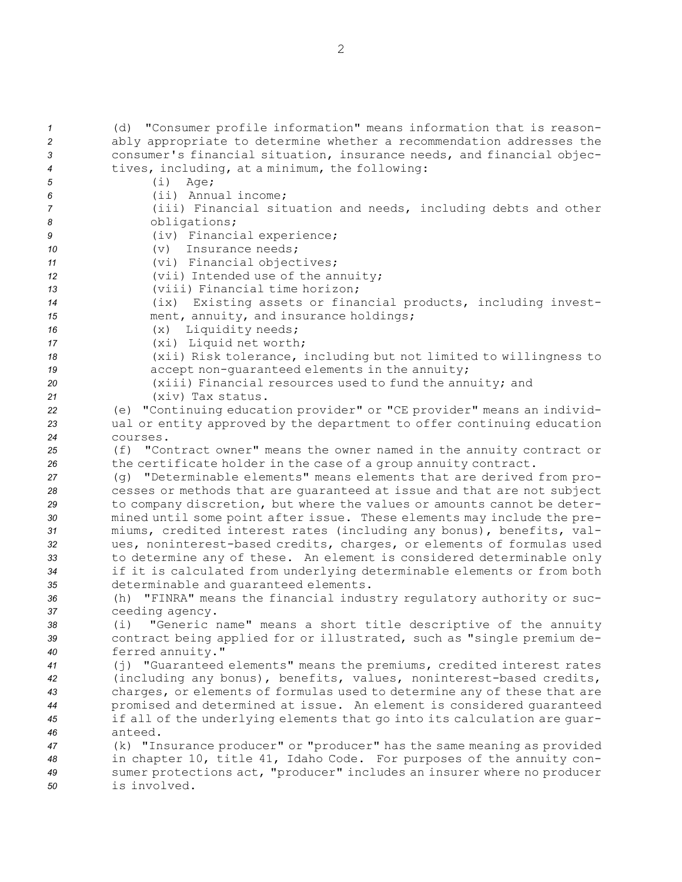(d) "Consumer profile information" means information that is reasonably appropriate to determine whether a recommendation addresses the consumer's financial situation, insurance needs, and financial objectives, including, at a minimum, the following:

(i) Age;

(ii) Annual income;

(iii) Financial situation and needs, including debts and other obligations;

(iv) Financial experience;

(v) Insurance needs;

(vi) Financial objectives;

(vii) Intended use of the annuity;

(viii) Financial time horizon;

(ix) Existing assets or financial products, including investment, annuity, and insurance holdings;

(x) Liquidity needs;

(xi) Liquid net worth;

(xii) Risk tolerance, including but not limited to willingness to accept non-guaranteed elements in the annuity;

(xiii) Financial resources used to fund the annuity; and

(xiv) Tax status.

(e) "Continuing education provider" or "CE provider" means an individual or entity approved by the department to offer continuing education courses.

(f) "Contract owner" means the owner named in the annuity contract or the certificate holder in the case of a group annuity contract.

(g) "Determinable elements" means elements that are derived from processes or methods that are guaranteed at issue and that are not subject to company discretion, but where the values or amounts cannot be determined until some point after issue. These elements may include the premiums, credited interest rates (including any bonus), benefits, values, noninterest-based credits, charges, or elements of formulas used to determine any of these. An element is considered determinable only if it is calculated from underlying determinable elements or from both determinable and guaranteed elements.

(h) "FINRA" means the financial industry regulatory authority or succeeding agency.

(i) "Generic name" means a short title descriptive of the annuity contract being applied for or illustrated, such as "single premium deferred annuity."

(j) "Guaranteed elements" means the premiums, credited interest rates (including any bonus), benefits, values, noninterest-based credits, charges, or elements of formulas used to determine any of these that are promised and determined at issue. An element is considered guaranteed if all of the underlying elements that go into its calculation are guaranteed.

(k) "Insurance producer" or "producer" has the same meaning as provided in chapter 10, title 41, Idaho Code. For purposes of the annuity consumer protections act, "producer" includes an insurer where no producer is involved.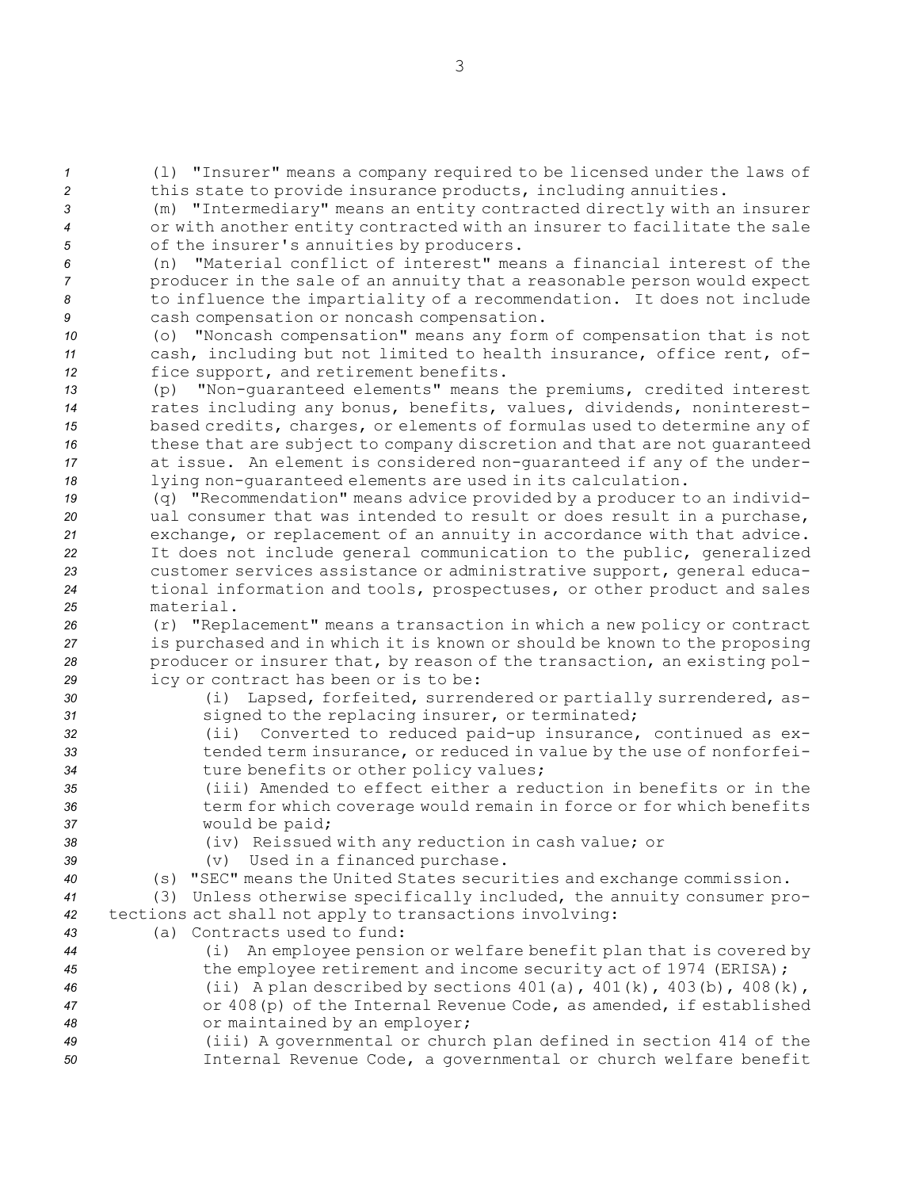(l) "Insurer" means a company required to be licensed under the laws of this state to provide insurance products, including annuities.

(m) "Intermediary" means an entity contracted directly with an insurer or with another entity contracted with an insurer to facilitate the sale of the insurer's annuities by producers.

(n) "Material conflict of interest" means a financial interest of the producer in the sale of an annuity that a reasonable person would expect to influence the impartiality of a recommendation. It does not include cash compensation or noncash compensation.

(o) "Noncash compensation" means any form of compensation that is not cash, including but not limited to health insurance, office rent, office support, and retirement benefits.

(p) "Non-guaranteed elements" means the premiums, credited interest rates including any bonus, benefits, values, dividends, noninterest-based credits, charges, or elements of formulas used to determine any of these that are subject to company discretion and that are not guaranteed at issue. An element is considered non-guaranteed if any of the underlying non-guaranteed elements are used in its calculation.

(q) "Recommendation" means advice provided by a producer to an individual consumer that was intended to result or does result in a purchase, exchange, or replacement of an annuity in accordance with that advice. It does not include general communication to the public, generalized customer services assistance or administrative support, general educational information and tools, prospectuses, or other product and sales material.

(r) "Replacement" means a transaction in which a new policy or contract is purchased and in which it is known or should be known to the proposing producer or insurer that, by reason of the transaction, an existing policy or contract has been or is to be:

(i) Lapsed, forfeited, surrendered or partially surrendered, assigned to the replacing insurer, or terminated;

(ii) Converted to reduced paid-up insurance, continued as extended term insurance, or reduced in value by the use of nonforfeiture benefits or other policy values;

(iii) Amended to effect either a reduction in benefits or in the term for which coverage would remain in force or for which benefits would be paid;

(iv) Reissued with any reduction in cash value; or

(v) Used in a financed purchase.

(s) "SEC" means the United States securities and exchange commission.

(3) Unless otherwise specifically included, the annuity consumer protections act shall not apply to transactions involving:

(a) Contracts used to fund:

(i) An employee pension or welfare benefit plan that is covered by the employee retirement and income security act of 1974 (ERISA);

(ii) A plan described by sections 401(a), 401(k), 403(b), 408(k), or 408(p) of the Internal Revenue Code, as amended, if established or maintained by an employer;

(iii) A governmental or church plan defined in section 414 of the Internal Revenue Code, a governmental or church welfare benefit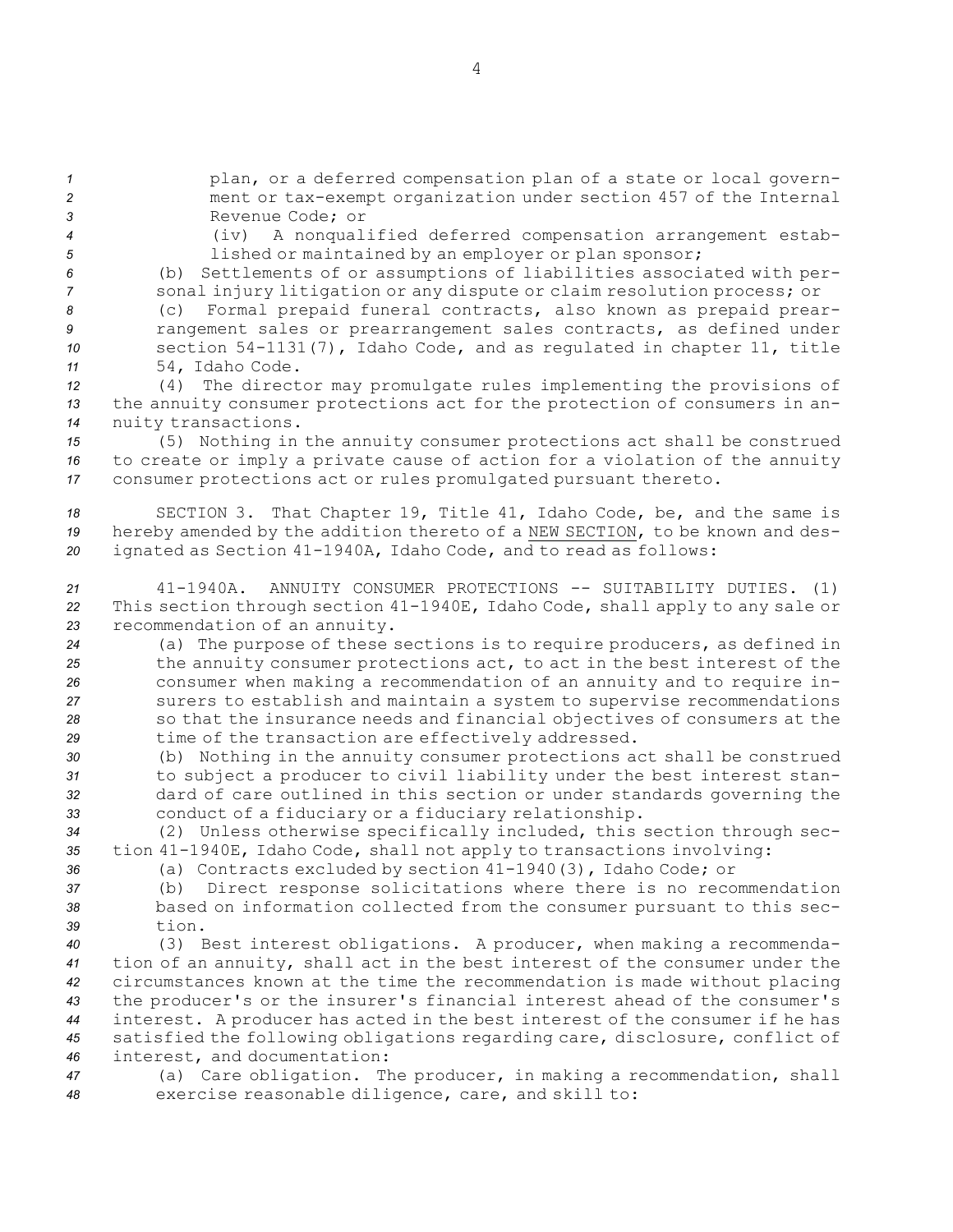plan, or a deferred compensation plan of a state or local government or tax-exempt organization under section 457 of the Internal Revenue Code; or

(iv) A nonqualified deferred compensation arrangement established or maintained by an employer or plan sponsor;

(b) Settlements of or assumptions of liabilities associated with personal injury litigation or any dispute or claim resolution process; or

(c) Formal prepaid funeral contracts, also known as prepaid prearrangement sales or prearrangement sales contracts, as defined under section 54-1131(7), Idaho Code, and as regulated in chapter 11, title 54, Idaho Code.

(4) The director may promulgate rules implementing the provisions of the annuity consumer protections act for the protection of consumers in annuity transactions.

(5) Nothing in the annuity consumer protections act shall be construed to create or imply a private cause of action for a violation of the annuity consumer protections act or rules promulgated pursuant thereto.

SECTION 3. That Chapter 19, Title 41, Idaho Code, be, and the same is hereby amended by the addition thereto of a NEW SECTION, to be known and designated as Section 41-1940A, Idaho Code, and to read as follows:

41-1940A. ANNUITY CONSUMER PROTECTIONS -- SUITABILITY DUTIES. (1) This section through section 41-1940E, Idaho Code, shall apply to any sale or recommendation of an annuity.

(a) The purpose of these sections is to require producers, as defined in the annuity consumer protections act, to act in the best interest of the consumer when making a recommendation of an annuity and to require insurers to establish and maintain a system to supervise recommendations so that the insurance needs and financial objectives of consumers at the time of the transaction are effectively addressed.

(b) Nothing in the annuity consumer protections act shall be construed to subject a producer to civil liability under the best interest standard of care outlined in this section or under standards governing the conduct of a fiduciary or a fiduciary relationship.

(2) Unless otherwise specifically included, this section through section 41-1940E, Idaho Code, shall not apply to transactions involving:

(a) Contracts excluded by section 41-1940(3), Idaho Code; or

(b) Direct response solicitations where there is no recommendation based on information collected from the consumer pursuant to this section.

(3) Best interest obligations. A producer, when making a recommendation of an annuity, shall act in the best interest of the consumer under the circumstances known at the time the recommendation is made without placing the producer's or the insurer's financial interest ahead of the consumer's interest. A producer has acted in the best interest of the consumer if he has satisfied the following obligations regarding care, disclosure, conflict of interest, and documentation:

(a) Care obligation. The producer, in making a recommendation, shall exercise reasonable diligence, care, and skill to: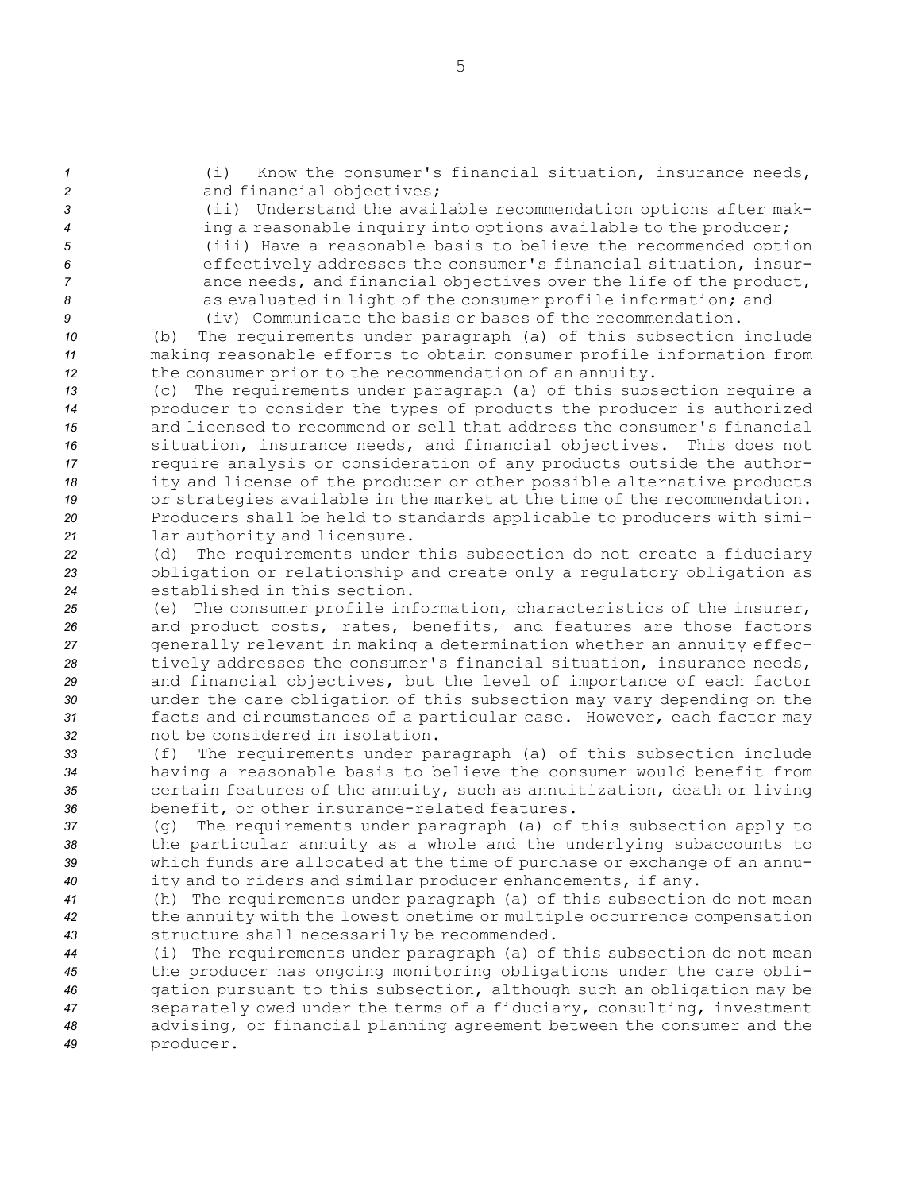(i) Know the consumer's financial situation, insurance needs, and financial objectives;

(ii) Understand the available recommendation options after making a reasonable inquiry into options available to the producer;

(iii) Have a reasonable basis to believe the recommended option effectively addresses the consumer's financial situation, insurance needs, and financial objectives over the life of the product, as evaluated in light of the consumer profile information; and

(iv) Communicate the basis or bases of the recommendation.

(b) The requirements under paragraph (a) of this subsection include making reasonable efforts to obtain consumer profile information from the consumer prior to the recommendation of an annuity.

(c) The requirements under paragraph (a) of this subsection require a producer to consider the types of products the producer is authorized and licensed to recommend or sell that address the consumer's financial situation, insurance needs, and financial objectives. This does not require analysis or consideration of any products outside the authority and license of the producer or other possible alternative products or strategies available in the market at the time of the recommendation. Producers shall be held to standards applicable to producers with similar authority and licensure.

(d) The requirements under this subsection do not create a fiduciary obligation or relationship and create only a regulatory obligation as established in this section.

(e) The consumer profile information, characteristics of the insurer, and product costs, rates, benefits, and features are those factors generally relevant in making a determination whether an annuity effectively addresses the consumer's financial situation, insurance needs, and financial objectives, but the level of importance of each factor under the care obligation of this subsection may vary depending on the facts and circumstances of a particular case. However, each factor may not be considered in isolation.

(f) The requirements under paragraph (a) of this subsection include having a reasonable basis to believe the consumer would benefit from certain features of the annuity, such as annuitization, death or living benefit, or other insurance-related features.

(g) The requirements under paragraph (a) of this subsection apply to the particular annuity as a whole and the underlying subaccounts to which funds are allocated at the time of purchase or exchange of an annuity and to riders and similar producer enhancements, if any.

(h) The requirements under paragraph (a) of this subsection do not mean the annuity with the lowest onetime or multiple occurrence compensation structure shall necessarily be recommended.

(i) The requirements under paragraph (a) of this subsection do not mean the producer has ongoing monitoring obligations under the care obligation pursuant to this subsection, although such an obligation may be separately owed under the terms of a fiduciary, consulting, investment advising, or financial planning agreement between the consumer and the producer.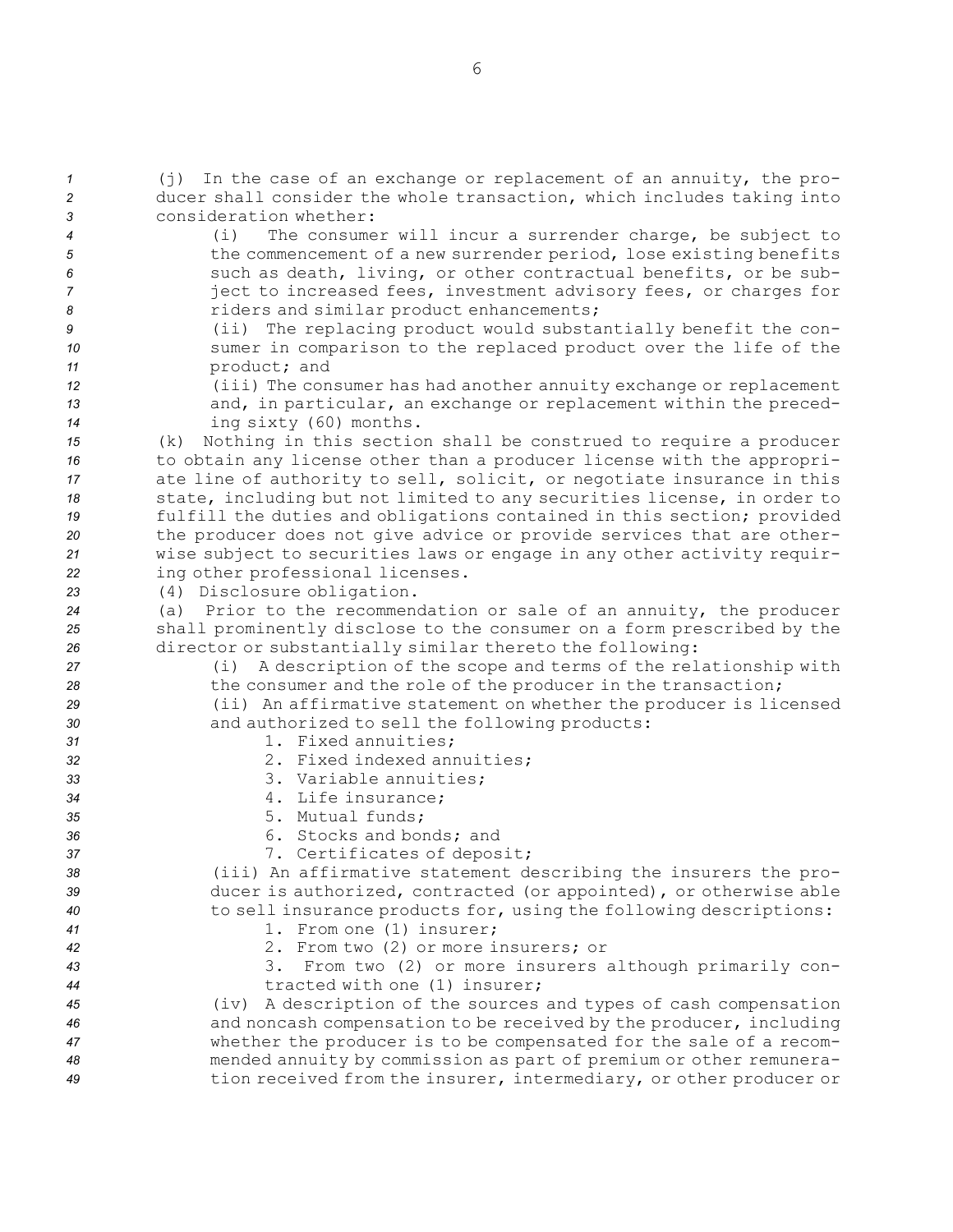(j) In the case of an exchange or replacement of an annuity, the producer shall consider the whole transaction, which includes taking into consideration whether:

(i) The consumer will incur a surrender charge, be subject to the commencement of a new surrender period, lose existing benefits such as death, living, or other contractual benefits, or be subject to increased fees, investment advisory fees, or charges for riders and similar product enhancements;

(ii) The replacing product would substantially benefit the consumer in comparison to the replaced product over the life of the product; and

(iii) The consumer has had another annuity exchange or replacement and, in particular, an exchange or replacement within the preceding sixty (60) months.

(k) Nothing in this section shall be construed to require a producer to obtain any license other than a producer license with the appropriate line of authority to sell, solicit, or negotiate insurance in this state, including but not limited to any securities license, in order to fulfill the duties and obligations contained in this section; provided the producer does not give advice or provide services that are otherwise subject to securities laws or engage in any other activity requiring other professional licenses.

(4) Disclosure obligation.

(a) Prior to the recommendation or sale of an annuity, the producer shall prominently disclose to the consumer on a form prescribed by the director or substantially similar thereto the following:

(i) A description of the scope and terms of the relationship with the consumer and the role of the producer in the transaction;

(ii) An affirmative statement on whether the producer is licensed and authorized to sell the following products:

1. Fixed annuities;
2. Fixed indexed annuities;
3. Variable annuities;
4. Life insurance;
5. Mutual funds;
6. Stocks and bonds; and
7. Certificates of deposit;

(iii) An affirmative statement describing the insurers the producer is authorized, contracted (or appointed), or otherwise able to sell insurance products for, using the following descriptions:

1. From one (1) insurer;
2. From two (2) or more insurers; or
3. From two (2) or more insurers although primarily contracted with one (1) insurer;

(iv) A description of the sources and types of cash compensation and noncash compensation to be received by the producer, including whether the producer is to be compensated for the sale of a recommended annuity by commission as part of premium or other remuneration received from the insurer, intermediary, or other producer or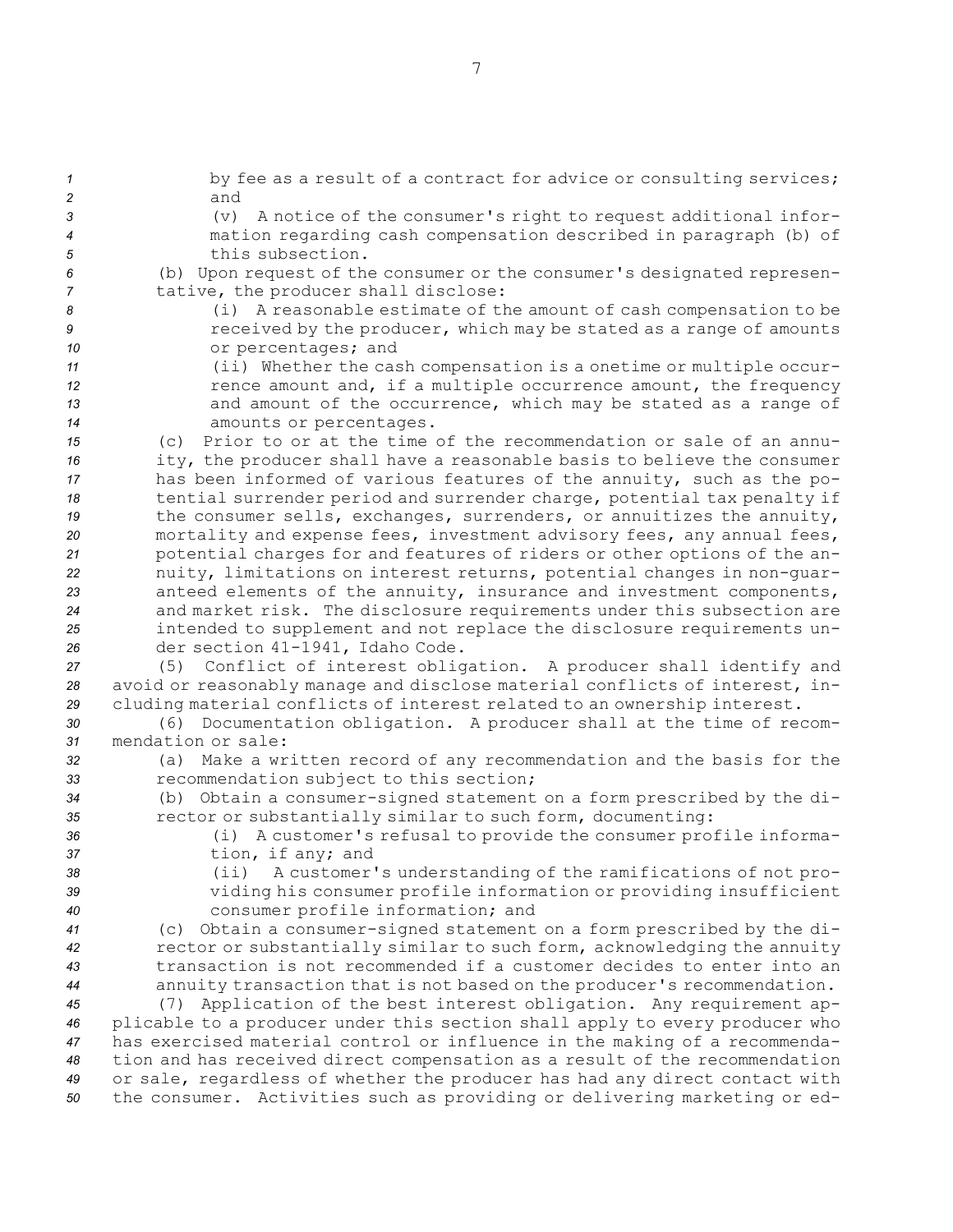by fee as a result of a contract for advice or consulting services; and

(v) A notice of the consumer's right to request additional information regarding cash compensation described in paragraph (b) of this subsection.

(b) Upon request of the consumer or the consumer's designated representative, the producer shall disclose:

(i) A reasonable estimate of the amount of cash compensation to be received by the producer, which may be stated as a range of amounts or percentages; and

(ii) Whether the cash compensation is a onetime or multiple occurrence amount and, if a multiple occurrence amount, the frequency and amount of the occurrence, which may be stated as a range of amounts or percentages.

(c) Prior to or at the time of the recommendation or sale of an annuity, the producer shall have a reasonable basis to believe the consumer has been informed of various features of the annuity, such as the potential surrender period and surrender charge, potential tax penalty if the consumer sells, exchanges, surrenders, or annuitizes the annuity, mortality and expense fees, investment advisory fees, any annual fees, potential charges for and features of riders or other options of the annuity, limitations on interest returns, potential changes in non-guaranteed elements of the annuity, insurance and investment components, and market risk. The disclosure requirements under this subsection are intended to supplement and not replace the disclosure requirements under section 41-1941, Idaho Code.

(5) Conflict of interest obligation. A producer shall identify and avoid or reasonably manage and disclose material conflicts of interest, including material conflicts of interest related to an ownership interest.

(6) Documentation obligation. A producer shall at the time of recommendation or sale:

(a) Make a written record of any recommendation and the basis for the recommendation subject to this section;

(b) Obtain a consumer-signed statement on a form prescribed by the director or substantially similar to such form, documenting:

(i) A customer's refusal to provide the consumer profile information, if any; and

(ii) A customer's understanding of the ramifications of not providing his consumer profile information or providing insufficient consumer profile information; and

(c) Obtain a consumer-signed statement on a form prescribed by the director or substantially similar to such form, acknowledging the annuity transaction is not recommended if a customer decides to enter into an annuity transaction that is not based on the producer's recommendation.

(7) Application of the best interest obligation. Any requirement applicable to a producer under this section shall apply to every producer who has exercised material control or influence in the making of a recommendation and has received direct compensation as a result of the recommendation or sale, regardless of whether the producer has had any direct contact with the consumer. Activities such as providing or delivering marketing or ed-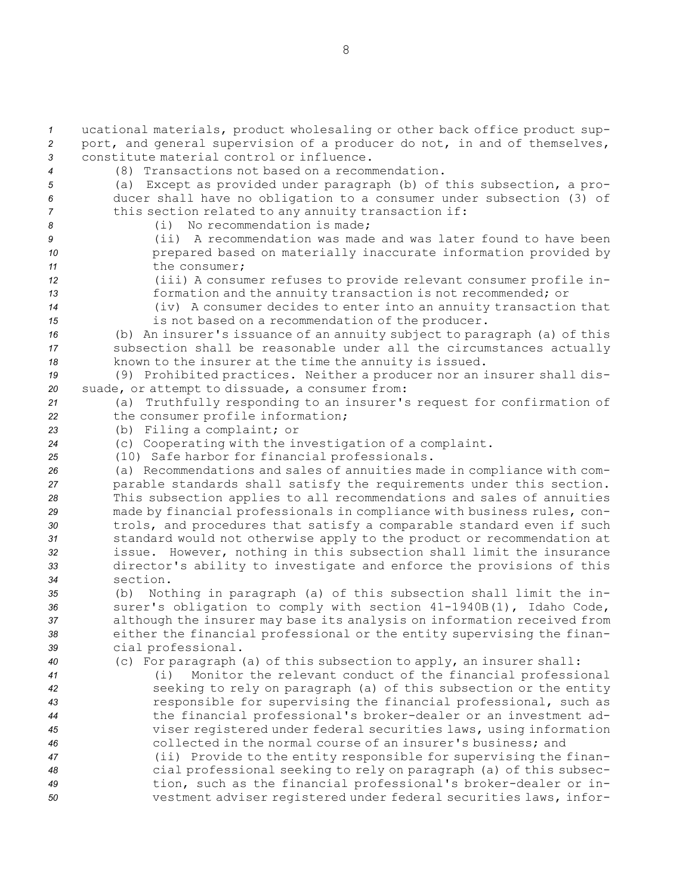ucational materials, product wholesaling or other back office product support, and general supervision of a producer do not, in and of themselves, constitute material control or influence.

(8) Transactions not based on a recommendation.

(a) Except as provided under paragraph (b) of this subsection, a producer shall have no obligation to a consumer under subsection (3) of this section related to any annuity transaction if:

(i) No recommendation is made;

(ii) A recommendation was made and was later found to have been prepared based on materially inaccurate information provided by the consumer;

(iii) A consumer refuses to provide relevant consumer profile information and the annuity transaction is not recommended; or

(iv) A consumer decides to enter into an annuity transaction that is not based on a recommendation of the producer.

(b) An insurer's issuance of an annuity subject to paragraph (a) of this subsection shall be reasonable under all the circumstances actually known to the insurer at the time the annuity is issued.

(9) Prohibited practices. Neither a producer nor an insurer shall dissuade, or attempt to dissuade, a consumer from:

(a) Truthfully responding to an insurer's request for confirmation of the consumer profile information;

(b) Filing a complaint; or

(c) Cooperating with the investigation of a complaint.

(10) Safe harbor for financial professionals.

(a) Recommendations and sales of annuities made in compliance with comparable standards shall satisfy the requirements under this section. This subsection applies to all recommendations and sales of annuities made by financial professionals in compliance with business rules, controls, and procedures that satisfy a comparable standard even if such standard would not otherwise apply to the product or recommendation at issue. However, nothing in this subsection shall limit the insurance director's ability to investigate and enforce the provisions of this section.

(b) Nothing in paragraph (a) of this subsection shall limit the insurer's obligation to comply with section 41-1940B(1), Idaho Code, although the insurer may base its analysis on information received from either the financial professional or the entity supervising the financial professional.

(c) For paragraph (a) of this subsection to apply, an insurer shall:

(i) Monitor the relevant conduct of the financial professional seeking to rely on paragraph (a) of this subsection or the entity responsible for supervising the financial professional, such as the financial professional's broker-dealer or an investment adviser registered under federal securities laws, using information collected in the normal course of an insurer's business; and

(ii) Provide to the entity responsible for supervising the financial professional seeking to rely on paragraph (a) of this subsection, such as the financial professional's broker-dealer or investment adviser registered under federal securities laws, infor-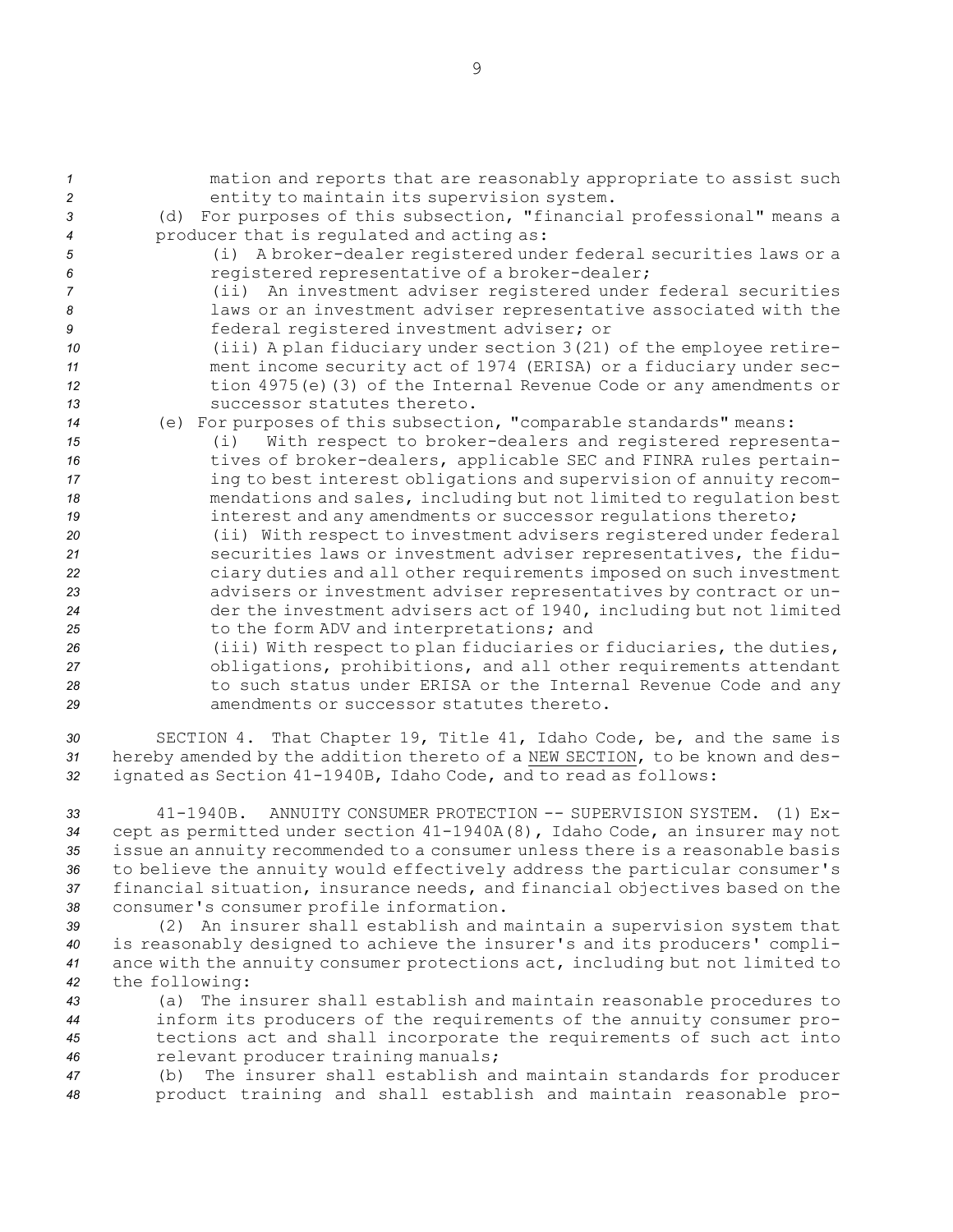mation and reports that are reasonably appropriate to assist such entity to maintain its supervision system.

(d) For purposes of this subsection, "financial professional" means a producer that is regulated and acting as:

(i) A broker-dealer registered under federal securities laws or a registered representative of a broker-dealer;

(ii) An investment adviser registered under federal securities laws or an investment adviser representative associated with the federal registered investment adviser; or

(iii) A plan fiduciary under section 3(21) of the employee retirement income security act of 1974 (ERISA) or a fiduciary under section 4975(e)(3) of the Internal Revenue Code or any amendments or successor statutes thereto.

(e) For purposes of this subsection, "comparable standards" means:

(i) With respect to broker-dealers and registered representatives of broker-dealers, applicable SEC and FINRA rules pertaining to best interest obligations and supervision of annuity recommendations and sales, including but not limited to regulation best interest and any amendments or successor regulations thereto;

(ii) With respect to investment advisers registered under federal securities laws or investment adviser representatives, the fiduciary duties and all other requirements imposed on such investment advisers or investment adviser representatives by contract or under the investment advisers act of 1940, including but not limited to the form ADV and interpretations; and

(iii) With respect to plan fiduciaries or fiduciaries, the duties, obligations, prohibitions, and all other requirements attendant to such status under ERISA or the Internal Revenue Code and any amendments or successor statutes thereto.

SECTION 4. That Chapter 19, Title 41, Idaho Code, be, and the same is hereby amended by the addition thereto of a NEW SECTION, to be known and designated as Section 41-1940B, Idaho Code, and to read as follows:

41-1940B. ANNUITY CONSUMER PROTECTION -- SUPERVISION SYSTEM. (1) Except as permitted under section 41-1940A(8), Idaho Code, an insurer may not issue an annuity recommended to a consumer unless there is a reasonable basis to believe the annuity would effectively address the particular consumer's financial situation, insurance needs, and financial objectives based on the consumer's consumer profile information.

(2) An insurer shall establish and maintain a supervision system that is reasonably designed to achieve the insurer's and its producers' compliance with the annuity consumer protections act, including but not limited to the following:

(a) The insurer shall establish and maintain reasonable procedures to inform its producers of the requirements of the annuity consumer protections act and shall incorporate the requirements of such act into relevant producer training manuals;

(b) The insurer shall establish and maintain standards for producer product training and shall establish and maintain reasonable pro-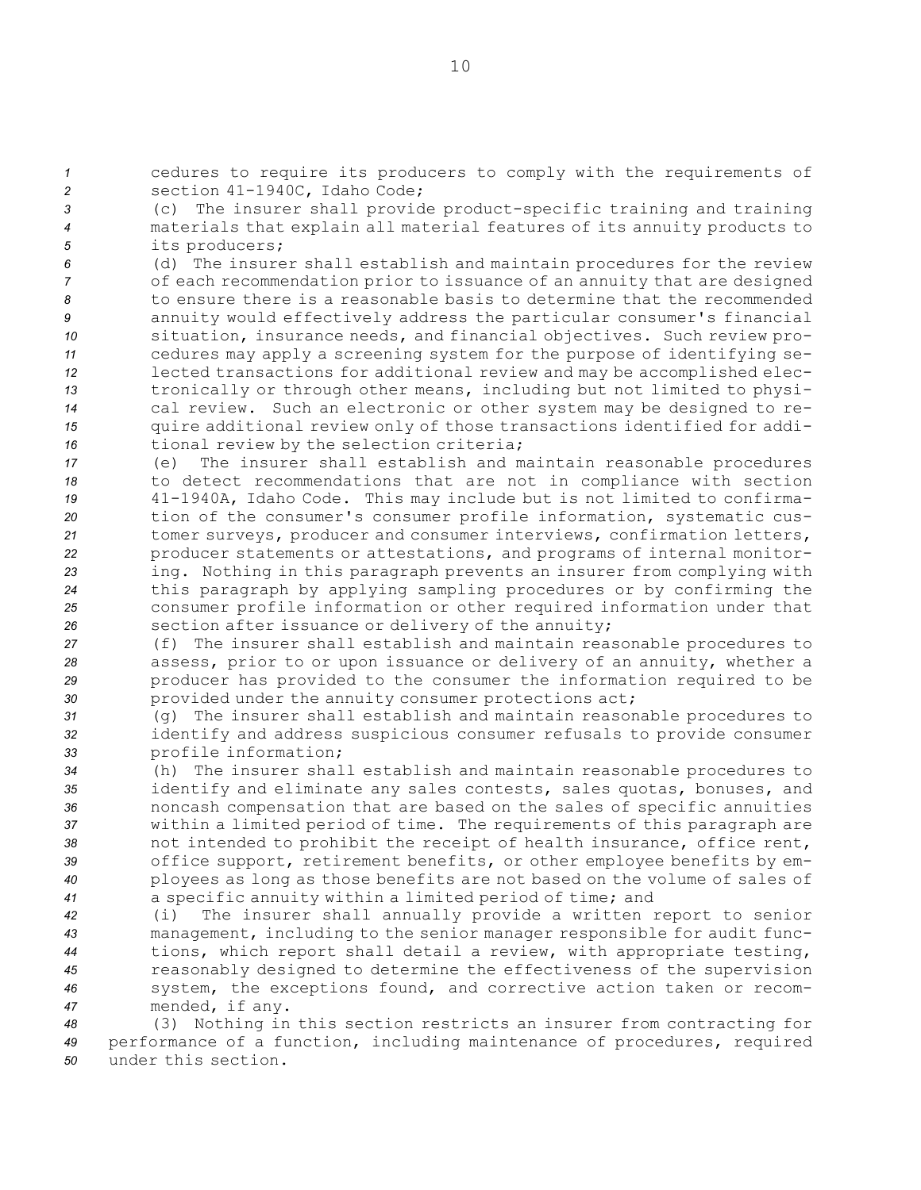cedures to require its producers to comply with the requirements of section 41-1940C, Idaho Code;

(c) The insurer shall provide product-specific training and training materials that explain all material features of its annuity products to its producers;

(d) The insurer shall establish and maintain procedures for the review of each recommendation prior to issuance of an annuity that are designed to ensure there is a reasonable basis to determine that the recommended annuity would effectively address the particular consumer's financial situation, insurance needs, and financial objectives. Such review procedures may apply a screening system for the purpose of identifying selected transactions for additional review and may be accomplished electronically or through other means, including but not limited to physical review. Such an electronic or other system may be designed to require additional review only of those transactions identified for additional review by the selection criteria;

(e) The insurer shall establish and maintain reasonable procedures to detect recommendations that are not in compliance with section 41-1940A, Idaho Code. This may include but is not limited to confirmation of the consumer's consumer profile information, systematic customer surveys, producer and consumer interviews, confirmation letters, producer statements or attestations, and programs of internal monitoring. Nothing in this paragraph prevents an insurer from complying with this paragraph by applying sampling procedures or by confirming the consumer profile information or other required information under that section after issuance or delivery of the annuity;

(f) The insurer shall establish and maintain reasonable procedures to assess, prior to or upon issuance or delivery of an annuity, whether a producer has provided to the consumer the information required to be provided under the annuity consumer protections act;

(g) The insurer shall establish and maintain reasonable procedures to identify and address suspicious consumer refusals to provide consumer profile information;

(h) The insurer shall establish and maintain reasonable procedures to identify and eliminate any sales contests, sales quotas, bonuses, and noncash compensation that are based on the sales of specific annuities within a limited period of time. The requirements of this paragraph are not intended to prohibit the receipt of health insurance, office rent, office support, retirement benefits, or other employee benefits by employees as long as those benefits are not based on the volume of sales of a specific annuity within a limited period of time; and

(i) The insurer shall annually provide a written report to senior management, including to the senior manager responsible for audit functions, which report shall detail a review, with appropriate testing, reasonably designed to determine the effectiveness of the supervision system, the exceptions found, and corrective action taken or recommended, if any.

(3) Nothing in this section restricts an insurer from contracting for performance of a function, including maintenance of procedures, required under this section.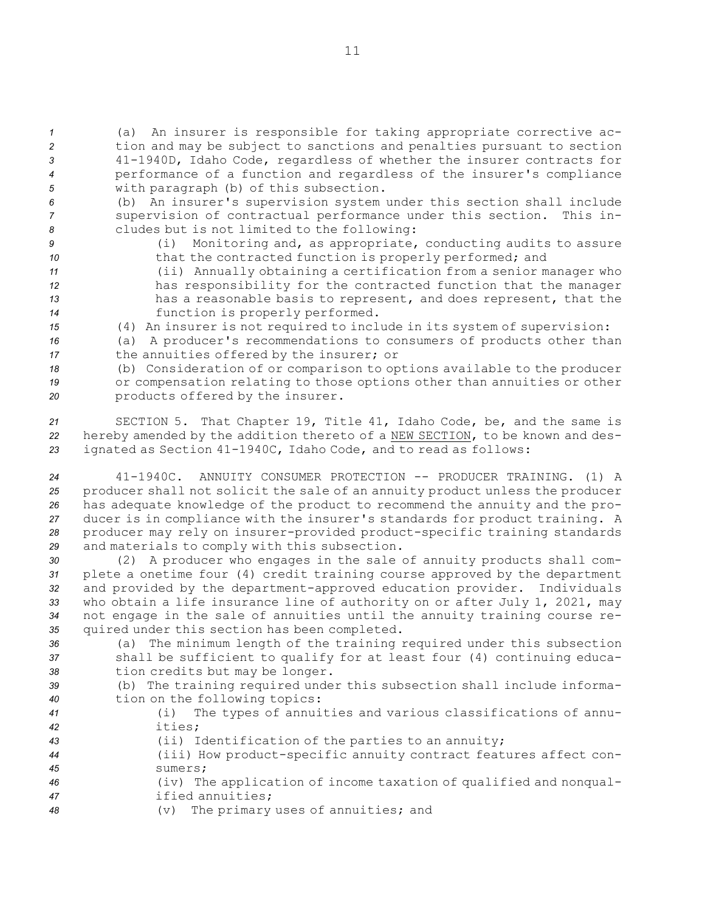(a) An insurer is responsible for taking appropriate corrective action and may be subject to sanctions and penalties pursuant to section 41-1940D, Idaho Code, regardless of whether the insurer contracts for performance of a function and regardless of the insurer's compliance with paragraph (b) of this subsection.

(b) An insurer's supervision system under this section shall include supervision of contractual performance under this section. This includes but is not limited to the following:

(i) Monitoring and, as appropriate, conducting audits to assure that the contracted function is properly performed; and

(ii) Annually obtaining a certification from a senior manager who has responsibility for the contracted function that the manager has a reasonable basis to represent, and does represent, that the function is properly performed.

(4) An insurer is not required to include in its system of supervision:

(a) A producer's recommendations to consumers of products other than the annuities offered by the insurer; or

(b) Consideration of or comparison to options available to the producer or compensation relating to those options other than annuities or other products offered by the insurer.

SECTION 5. That Chapter 19, Title 41, Idaho Code, be, and the same is hereby amended by the addition thereto of a NEW SECTION, to be known and designated as Section 41-1940C, Idaho Code, and to read as follows:

41-1940C. ANNUITY CONSUMER PROTECTION -- PRODUCER TRAINING. (1) A producer shall not solicit the sale of an annuity product unless the producer has adequate knowledge of the product to recommend the annuity and the producer is in compliance with the insurer's standards for product training. A producer may rely on insurer-provided product-specific training standards and materials to comply with this subsection.

(2) A producer who engages in the sale of annuity products shall complete a onetime four (4) credit training course approved by the department and provided by the department-approved education provider. Individuals who obtain a life insurance line of authority on or after July 1, 2021, may not engage in the sale of annuities until the annuity training course required under this section has been completed.

(a) The minimum length of the training required under this subsection shall be sufficient to qualify for at least four (4) continuing education credits but may be longer.

(b) The training required under this subsection shall include information on the following topics:

(i) The types of annuities and various classifications of annuities;

(ii) Identification of the parties to an annuity;

(iii) How product-specific annuity contract features affect consumers;

(iv) The application of income taxation of qualified and nonqualified annuities;

(v) The primary uses of annuities; and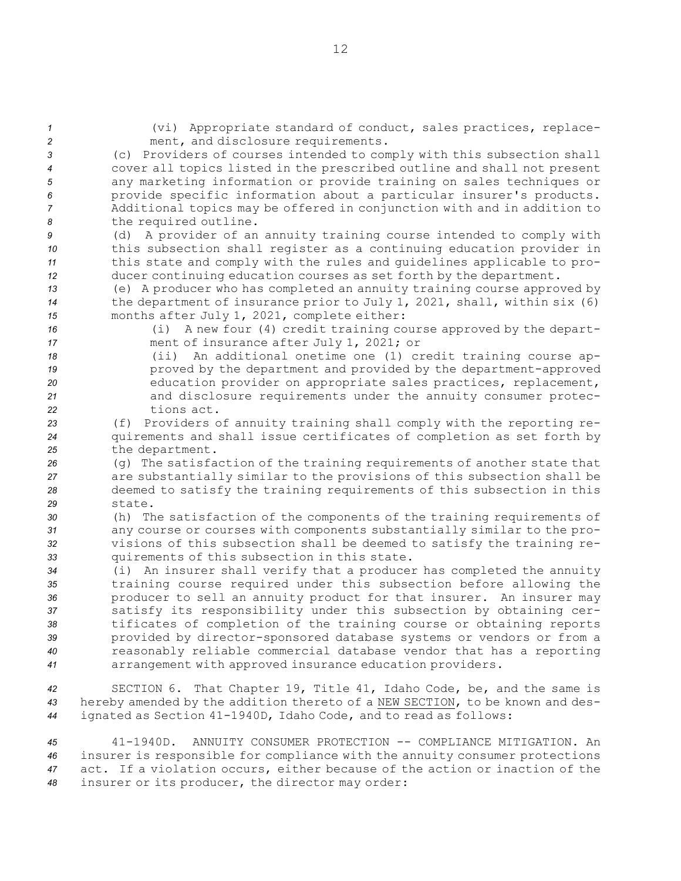(vi) Appropriate standard of conduct, sales practices, replacement, and disclosure requirements.

(c) Providers of courses intended to comply with this subsection shall cover all topics listed in the prescribed outline and shall not present any marketing information or provide training on sales techniques or provide specific information about a particular insurer's products. Additional topics may be offered in conjunction with and in addition to the required outline.

(d) A provider of an annuity training course intended to comply with this subsection shall register as a continuing education provider in this state and comply with the rules and guidelines applicable to producer continuing education courses as set forth by the department.

(e) A producer who has completed an annuity training course approved by the department of insurance prior to July 1, 2021, shall, within six (6) months after July 1, 2021, complete either:

(i) A new four (4) credit training course approved by the department of insurance after July 1, 2021; or

(ii) An additional onetime one (1) credit training course approved by the department and provided by the department-approved education provider on appropriate sales practices, replacement, and disclosure requirements under the annuity consumer protections act.

(f) Providers of annuity training shall comply with the reporting requirements and shall issue certificates of completion as set forth by the department.

(g) The satisfaction of the training requirements of another state that are substantially similar to the provisions of this subsection shall be deemed to satisfy the training requirements of this subsection in this state.

(h) The satisfaction of the components of the training requirements of any course or courses with components substantially similar to the provisions of this subsection shall be deemed to satisfy the training requirements of this subsection in this state.

(i) An insurer shall verify that a producer has completed the annuity training course required under this subsection before allowing the producer to sell an annuity product for that insurer. An insurer may satisfy its responsibility under this subsection by obtaining certificates of completion of the training course or obtaining reports provided by director-sponsored database systems or vendors or from a reasonably reliable commercial database vendor that has a reporting arrangement with approved insurance education providers.

SECTION 6. That Chapter 19, Title 41, Idaho Code, be, and the same is hereby amended by the addition thereto of a NEW SECTION, to be known and designated as Section 41-1940D, Idaho Code, and to read as follows:

41-1940D. ANNUITY CONSUMER PROTECTION -- COMPLIANCE MITIGATION. An insurer is responsible for compliance with the annuity consumer protections act. If a violation occurs, either because of the action or inaction of the insurer or its producer, the director may order: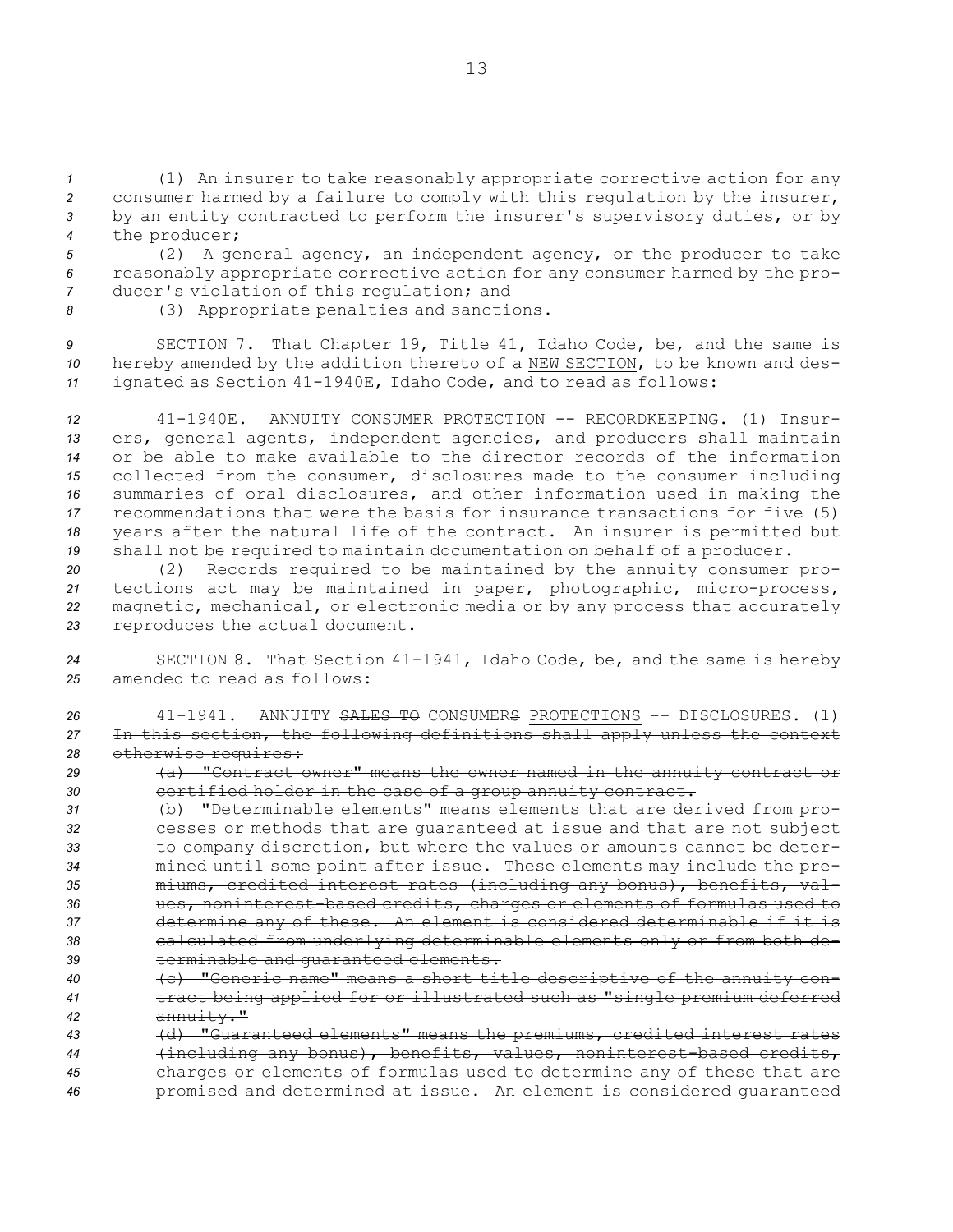(1) An insurer to take reasonably appropriate corrective action for any consumer harmed by a failure to comply with this regulation by the insurer, by an entity contracted to perform the insurer's supervisory duties, or by the producer;

(2) A general agency, an independent agency, or the producer to take reasonably appropriate corrective action for any consumer harmed by the producer's violation of this regulation; and

(3) Appropriate penalties and sanctions.

SECTION 7. That Chapter 19, Title 41, Idaho Code, be, and the same is hereby amended by the addition thereto of a <u>NEW SECTION</u>, to be known and designated as Section 41-1940E, Idaho Code, and to read as follows:

41-1940E. ANNUITY CONSUMER PROTECTION -- RECORDKEEPING. (1) Insurers, general agents, independent agencies, and producers shall maintain or be able to make available to the director records of the information collected from the consumer, disclosures made to the consumer including summaries of oral disclosures, and other information used in making the recommendations that were the basis for insurance transactions for five (5) years after the natural life of the contract. An insurer is permitted but shall not be required to maintain documentation on behalf of a producer.

(2) Records required to be maintained by the annuity consumer protections act may be maintained in paper, photographic, micro-process, magnetic, mechanical, or electronic media or by any process that accurately reproduces the actual document.

SECTION 8. That Section 41-1941, Idaho Code, be, and the same is hereby amended to read as follows:

41-1941. ANNUITY ~~SALES TO~~ CONSUMER~~S~~ <u>PROTECTIONS</u> -- DISCLOSURES. (1) ~~In this section, the following definitions shall apply unless the context otherwise requires:~~

~~(a) "Contract owner" means the owner named in the annuity contract or certified holder in the case of a group annuity contract.~~

~~(b) "Determinable elements" means elements that are derived from processes or methods that are guaranteed at issue and that are not subject to company discretion, but where the values or amounts cannot be determined until some point after issue. These elements may include the premiums, credited interest rates (including any bonus), benefits, values, noninterest-based credits, charges or elements of formulas used to determine any of these. An element is considered determinable if it is calculated from underlying determinable elements only or from both determinable and guaranteed elements.~~

~~(c) "Generic name" means a short title descriptive of the annuity contract being applied for or illustrated such as "single premium deferred annuity."~~

~~(d) "Guaranteed elements" means the premiums, credited interest rates (including any bonus), benefits, values, noninterest-based credits, charges or elements of formulas used to determine any of these that are promised and determined at issue. An element is considered guaranteed~~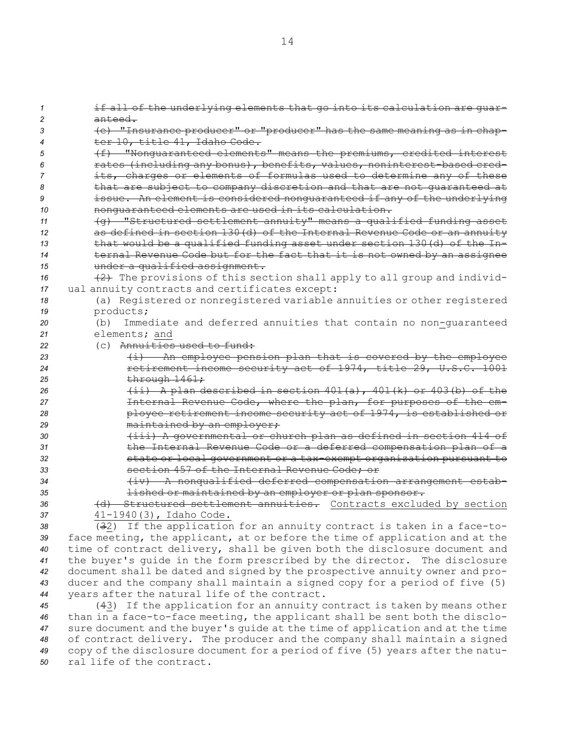~~if all of the underlying elements that go into its calculation are guaranteed.~~

~~(e) "Insurance producer" or "producer" has the same meaning as in chapter 10, title 41, Idaho Code.~~

~~(f) "Nonguaranteed elements" means the premiums, credited interest rates (including any bonus), benefits, values, noninterest-based credits, charges or elements of formulas used to determine any of these that are subject to company discretion and that are not guaranteed at issue. An element is considered nonguaranteed if any of the underlying nonguaranteed elements are used in its calculation.~~

~~(g) "Structured settlement annuity" means a qualified funding asset as defined in section 130(d) of the Internal Revenue Code or an annuity that would be a qualified funding asset under section 130(d) of the Internal Revenue Code but for the fact that it is not owned by an assignee under a qualified assignment.~~

~~(2)~~ The provisions of this section shall apply to all group and individual annuity contracts and certificates except:

(a) Registered or nonregistered variable annuities or other registered products;

(b) Immediate and deferred annuities that contain no non-guaranteed elements; and

(c) ~~Annuities used to fund:~~

~~(i) An employee pension plan that is covered by the employee retirement income security act of 1974, title 29, U.S.C. 1001 through 1461;~~

~~(ii) A plan described in section 401(a), 401(k) or 403(b) of the Internal Revenue Code, where the plan, for purposes of the employee retirement income security act of 1974, is established or maintained by an employer;~~

~~(iii) A governmental or church plan as defined in section 414 of the Internal Revenue Code or a deferred compensation plan of a state or local government or a tax-exempt organization pursuant to section 457 of the Internal Revenue Code; or~~

~~(iv) A nonqualified deferred compensation arrangement established or maintained by an employer or plan sponsor.~~

~~(d) Structured settlement annuities.~~ Contracts excluded by section 41-1940(3), Idaho Code.

(~~3~~2) If the application for an annuity contract is taken in a face-to-face meeting, the applicant, at or before the time of application and at the time of contract delivery, shall be given both the disclosure document and the buyer's guide in the form prescribed by the director. The disclosure document shall be dated and signed by the prospective annuity owner and producer and the company shall maintain a signed copy for a period of five (5) years after the natural life of the contract.

(~~4~~3) If the application for an annuity contract is taken by means other than in a face-to-face meeting, the applicant shall be sent both the disclosure document and the buyer's guide at the time of application and at the time of contract delivery. The producer and the company shall maintain a signed copy of the disclosure document for a period of five (5) years after the natural life of the contract.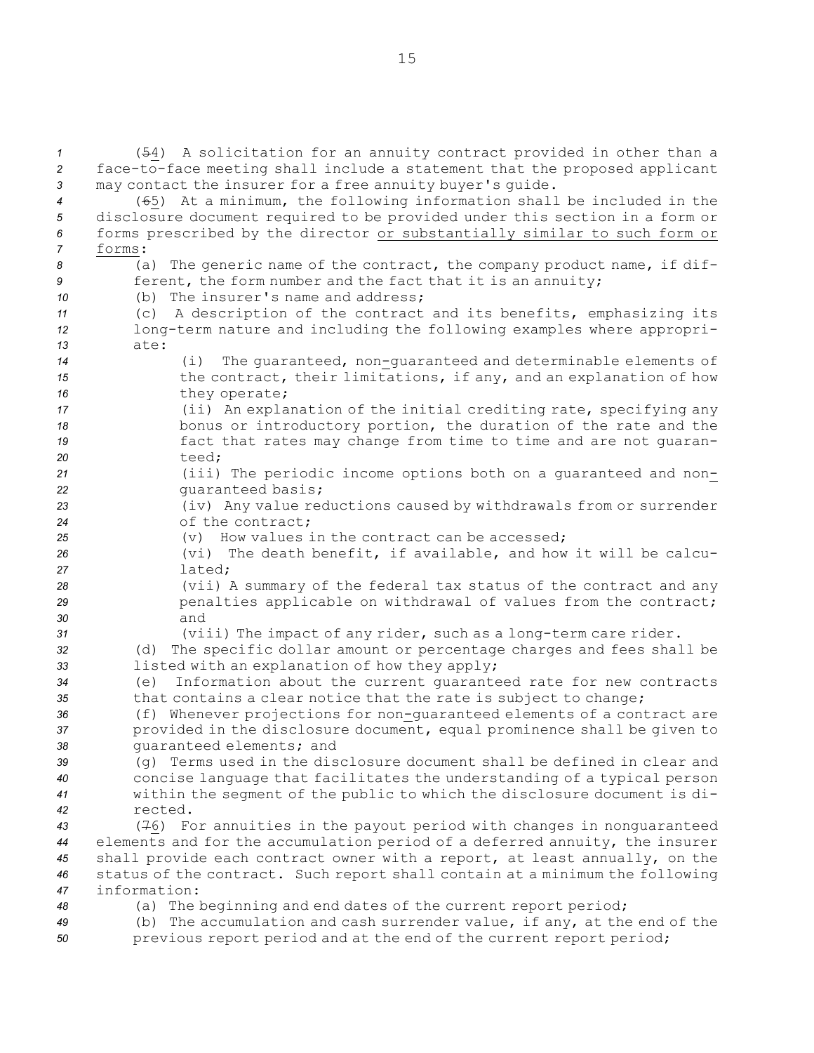(~~5~~4) A solicitation for an annuity contract provided in other than a face-to-face meeting shall include a statement that the proposed applicant may contact the insurer for a free annuity buyer's guide.

(~~6~~5) At a minimum, the following information shall be included in the disclosure document required to be provided under this section in a form or forms prescribed by the director <u>or substantially similar to such form or forms</u>:

(a) The generic name of the contract, the company product name, if different, the form number and the fact that it is an annuity;

(b) The insurer's name and address;

(c) A description of the contract and its benefits, emphasizing its long-term nature and including the following examples where appropriate:

(i) The guaranteed, non-guaranteed and determinable elements of the contract, their limitations, if any, and an explanation of how they operate;

(ii) An explanation of the initial crediting rate, specifying any bonus or introductory portion, the duration of the rate and the fact that rates may change from time to time and are not guaranteed;

(iii) The periodic income options both on a guaranteed and non-guaranteed basis;

(iv) Any value reductions caused by withdrawals from or surrender of the contract;

(v) How values in the contract can be accessed;

(vi) The death benefit, if available, and how it will be calculated;

(vii) A summary of the federal tax status of the contract and any penalties applicable on withdrawal of values from the contract; and

(viii) The impact of any rider, such as a long-term care rider.

(d) The specific dollar amount or percentage charges and fees shall be listed with an explanation of how they apply;

(e) Information about the current guaranteed rate for new contracts that contains a clear notice that the rate is subject to change;

(f) Whenever projections for non-guaranteed elements of a contract are provided in the disclosure document, equal prominence shall be given to guaranteed elements; and

(g) Terms used in the disclosure document shall be defined in clear and concise language that facilitates the understanding of a typical person within the segment of the public to which the disclosure document is directed.

(~~7~~6) For annuities in the payout period with changes in nonguaranteed elements and for the accumulation period of a deferred annuity, the insurer shall provide each contract owner with a report, at least annually, on the status of the contract. Such report shall contain at a minimum the following information:

(a) The beginning and end dates of the current report period;

(b) The accumulation and cash surrender value, if any, at the end of the previous report period and at the end of the current report period;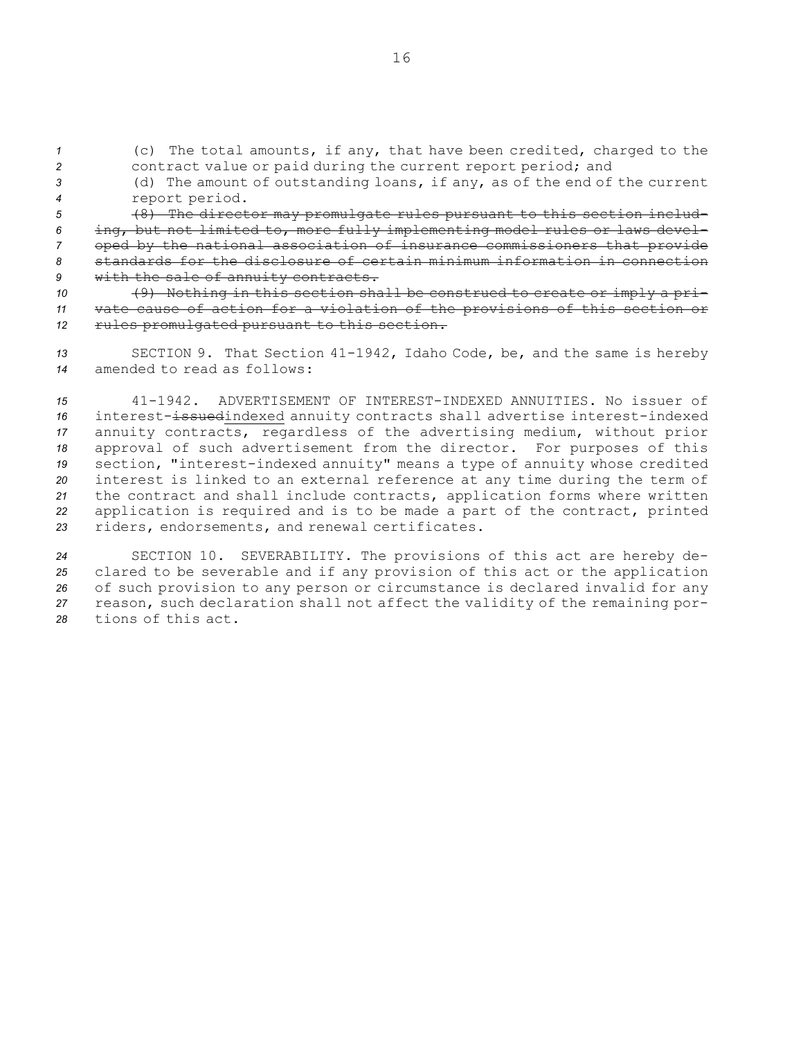(c) The total amounts, if any, that have been credited, charged to the contract value or paid during the current report period; and

(d) The amount of outstanding loans, if any, as of the end of the current report period.

~~(8) The director may promulgate rules pursuant to this section including, but not limited to, more fully implementing model rules or laws developed by the national association of insurance commissioners that provide standards for the disclosure of certain minimum information in connection with the sale of annuity contracts.~~

~~(9) Nothing in this section shall be construed to create or imply a private cause of action for a violation of the provisions of this section or rules promulgated pursuant to this section.~~

SECTION 9. That Section 41-1942, Idaho Code, be, and the same is hereby amended to read as follows:

41-1942. ADVERTISEMENT OF INTEREST-INDEXED ANNUITIES. No issuer of interest-~~issued~~indexed annuity contracts shall advertise interest-indexed annuity contracts, regardless of the advertising medium, without prior approval of such advertisement from the director. For purposes of this section, "interest-indexed annuity" means a type of annuity whose credited interest is linked to an external reference at any time during the term of the contract and shall include contracts, application forms where written application is required and is to be made a part of the contract, printed riders, endorsements, and renewal certificates.

SECTION 10. SEVERABILITY. The provisions of this act are hereby declared to be severable and if any provision of this act or the application of such provision to any person or circumstance is declared invalid for any reason, such declaration shall not affect the validity of the remaining portions of this act.